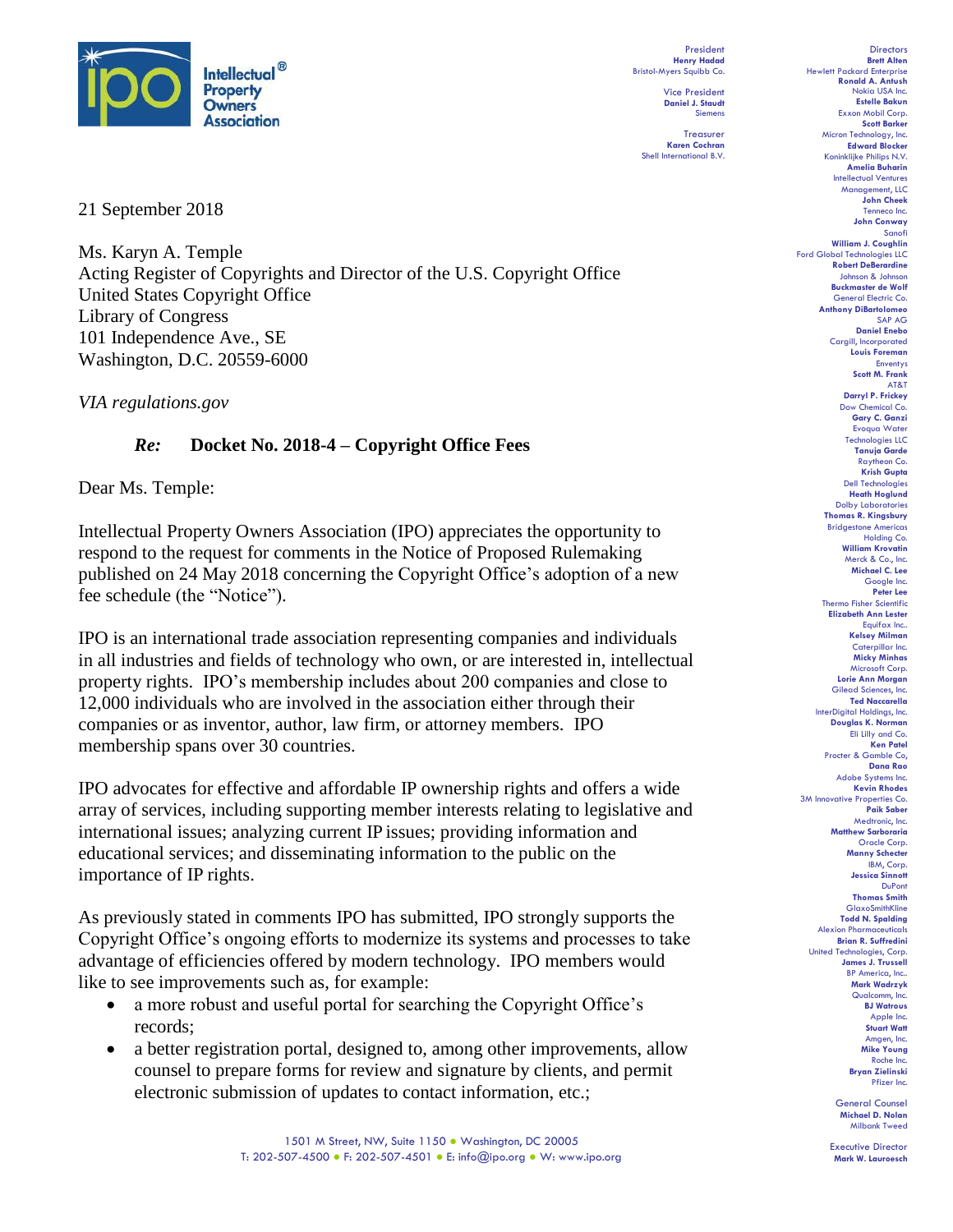President
**Henry Hadad**
Bristol-Myers Squibb Co.

Vice President
**Daniel J. Staudt**
Siemens

Treasurer
**Karen Cochran**
Shell International B.V.

Directors
**Brett Alten** Hewlett Packard Enterprise
**Ronald A. Antush** Nokia USA Inc.
**Estelle Bakun** Exxon Mobil Corp.
**Scott Barker** Micron Technology, Inc.
**Edward Blocker** Koninklijke Philips N.V.
**Amelia Buharin** Intellectual Ventures Management, LLC
**John Cheek** Tenneco Inc.
**John Conway** Sanofi
**William J. Coughlin** Ford Global Technologies LLC
**Robert DeBerardine** Johnson & Johnson
**Buckmaster de Wolf** General Electric Co.
**Anthony DiBartolomeo** SAP AG
**Daniel Enebo** Cargill, Incorporated
**Louis Foreman** Enventys
**Scott M. Frank** AT&T
**Darryl P. Frickey** Dow Chemical Co.
**Gary C. Ganzi** Evoqua Water Technologies LLC
**Tanuja Garde** Raytheon Co.
**Krish Gupta** Dell Technologies
**Heath Hoglund** Dolby Laboratories
**Thomas R. Kingsbury** Bridgestone Americas Holding Co.
**William Krovatin** Merck & Co., Inc.
**Michael C. Lee** Google Inc.
**Peter Lee** Thermo Fisher Scientific
**Elizabeth Ann Lester** Equifax Inc..
**Kelsey Milman** Caterpillar Inc.
**Micky Minhas** Microsoft Corp.
**Lorie Ann Morgan** Gilead Sciences, Inc.
**Ted Naccarella** InterDigital Holdings, Inc.
**Douglas K. Norman** Eli Lilly and Co.
**Ken Patel** Procter & Gamble Co,
**Dana Rao** Adobe Systems Inc.
**Kevin Rhodes** 3M Innovative Properties Co.
**Paik Saber** Medtronic, Inc.
**Matthew Sarboraria** Oracle Corp.
**Manny Schecter** IBM, Corp.
**Jessica Sinnott** DuPont
**Thomas Smith** GlaxoSmithKline
**Todd N. Spalding** Alexion Pharmaceuticals
**Brian R. Suffredini** United Technologies, Corp.
**James J. Trussell** BP America, Inc..
**Mark Wadrzyk** Qualcomm, Inc.
**BJ Watrous** Apple Inc.
**Stuart Watt** Amgen, Inc.
**Mike Young** Roche Inc.
**Bryan Zielinski** Pfizer Inc.

General Counsel
**Michael D. Nolan**
Milbank Tweed

Executive Director
**Mark W. Lauroesch**

21 September 2018

Ms. Karyn A. Temple
Acting Register of Copyrights and Director of the U.S. Copyright Office
United States Copyright Office
Library of Congress
101 Independence Ave., SE
Washington, D.C. 20559-6000

*VIA regulations.gov*

***Re:*** **Docket No. 2018-4 – Copyright Office Fees**

Dear Ms. Temple:

Intellectual Property Owners Association (IPO) appreciates the opportunity to respond to the request for comments in the Notice of Proposed Rulemaking published on 24 May 2018 concerning the Copyright Office's adoption of a new fee schedule (the "Notice").

IPO is an international trade association representing companies and individuals in all industries and fields of technology who own, or are interested in, intellectual property rights. IPO's membership includes about 200 companies and close to 12,000 individuals who are involved in the association either through their companies or as inventor, author, law firm, or attorney members. IPO membership spans over 30 countries.

IPO advocates for effective and affordable IP ownership rights and offers a wide array of services, including supporting member interests relating to legislative and international issues; analyzing current IP issues; providing information and educational services; and disseminating information to the public on the importance of IP rights.

As previously stated in comments IPO has submitted, IPO strongly supports the Copyright Office's ongoing efforts to modernize its systems and processes to take advantage of efficiencies offered by modern technology. IPO members would like to see improvements such as, for example:

- a more robust and useful portal for searching the Copyright Office's records;
- a better registration portal, designed to, among other improvements, allow counsel to prepare forms for review and signature by clients, and permit electronic submission of updates to contact information, etc.;

1501 M Street, NW, Suite 1150 • Washington, DC 20005
T: 202-507-4500 • F: 202-507-4501 • E: info@ipo.org • W: www.ipo.org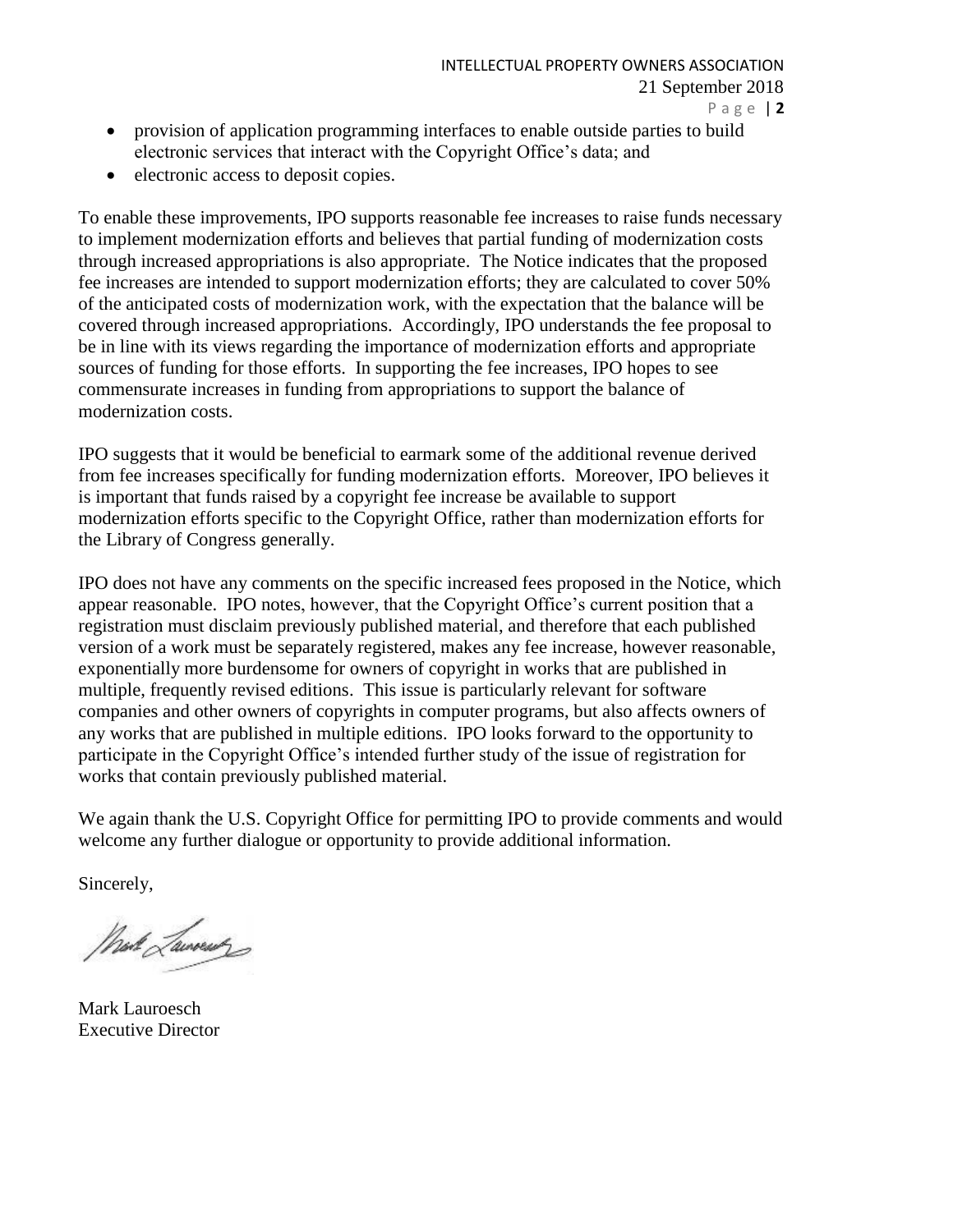- provision of application programming interfaces to enable outside parties to build electronic services that interact with the Copyright Office's data; and
- electronic access to deposit copies.

To enable these improvements, IPO supports reasonable fee increases to raise funds necessary to implement modernization efforts and believes that partial funding of modernization costs through increased appropriations is also appropriate. The Notice indicates that the proposed fee increases are intended to support modernization efforts; they are calculated to cover 50% of the anticipated costs of modernization work, with the expectation that the balance will be covered through increased appropriations. Accordingly, IPO understands the fee proposal to be in line with its views regarding the importance of modernization efforts and appropriate sources of funding for those efforts. In supporting the fee increases, IPO hopes to see commensurate increases in funding from appropriations to support the balance of modernization costs.

IPO suggests that it would be beneficial to earmark some of the additional revenue derived from fee increases specifically for funding modernization efforts. Moreover, IPO believes it is important that funds raised by a copyright fee increase be available to support modernization efforts specific to the Copyright Office, rather than modernization efforts for the Library of Congress generally.

IPO does not have any comments on the specific increased fees proposed in the Notice, which appear reasonable. IPO notes, however, that the Copyright Office's current position that a registration must disclaim previously published material, and therefore that each published version of a work must be separately registered, makes any fee increase, however reasonable, exponentially more burdensome for owners of copyright in works that are published in multiple, frequently revised editions. This issue is particularly relevant for software companies and other owners of copyrights in computer programs, but also affects owners of any works that are published in multiple editions. IPO looks forward to the opportunity to participate in the Copyright Office's intended further study of the issue of registration for works that contain previously published material.

We again thank the U.S. Copyright Office for permitting IPO to provide comments and would welcome any further dialogue or opportunity to provide additional information.

Sincerely,

Mark Lauroesch
Executive Director